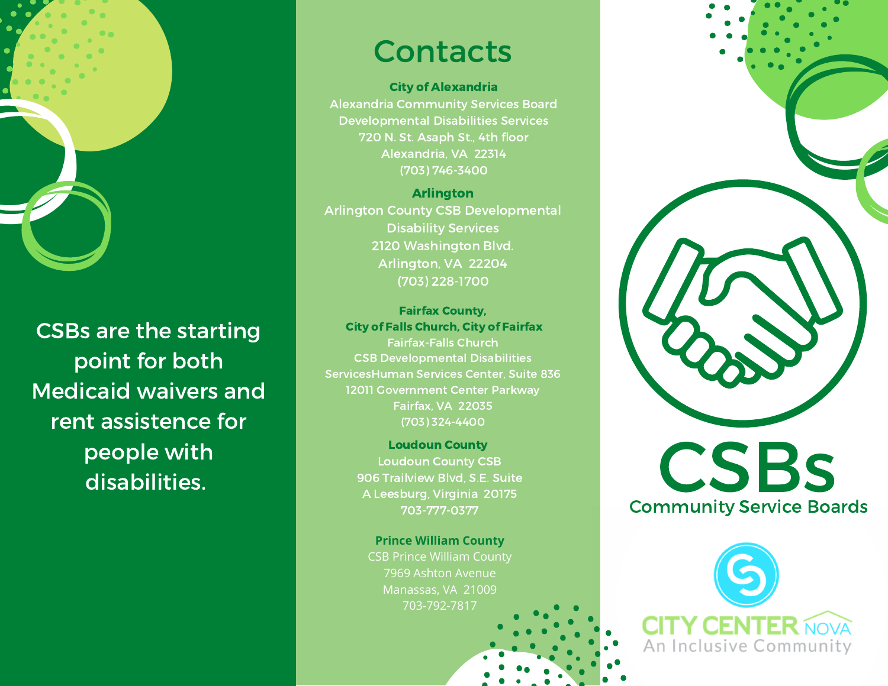CSBs are the starting point for both Medicaid waivers and rent assistence for people with disabilities.

# Contacts

**City of Alexandria**
Alexandria Community Services Board
Developmental Disabilities Services
720 N. St. Asaph St., 4th floor
Alexandria, VA 22314
(703) 746-3400

**Arlington**
Arlington County CSB Developmental Disability Services
2120 Washington Blvd.
Arlington, VA 22204
(703) 228-1700

**Fairfax County, City of Falls Church, City of Fairfax**
Fairfax-Falls Church
CSB Developmental Disabilities
ServicesHuman Services Center, Suite 836
12011 Government Center Parkway
Fairfax, VA 22035
(703) 324-4400

**Loudoun County**
Loudoun County CSB
906 Trailview Blvd, S.E. Suite
A Leesburg, Virginia 20175
703-777-0377

**Prince William County**
CSB Prince William County
7969 Ashton Avenue
Manassas, VA 21009
703-792-7817

# CSBs

## Community Service Boards

CITY CENTER NOVA
An Inclusive Community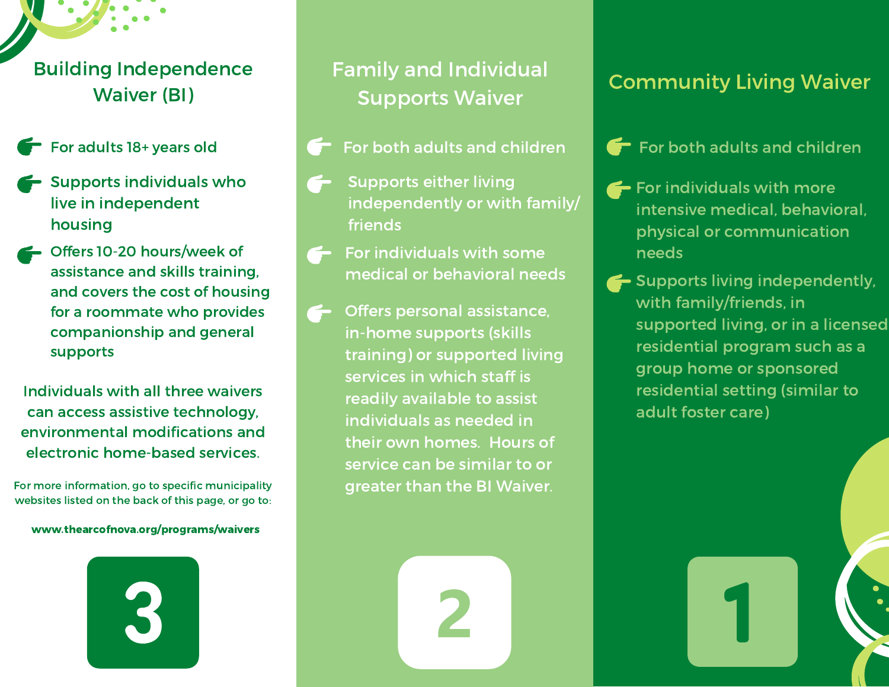## Building Independence Waiver (BI)

- For adults 18+ years old
- Supports individuals who live in independent housing
- Offers 10-20 hours/week of assistance and skills training, and covers the cost of housing for a roommate who provides companionship and general supports

Individuals with all three waivers can access assistive technology, environmental modifications and electronic home-based services.

For more information, go to specific municipality websites listed on the back of this page, or go to:

**www.thearcofnova.org/programs/waivers**

3

## Family and Individual Supports Waiver

- For both adults and children
- Supports either living independently or with family/ friends
- For individuals with some medical or behavioral needs
- Offers personal assistance, in-home supports (skills training) or supported living services in which staff is readily available to assist individuals as needed in their own homes. Hours of service can be similar to or greater than the BI Waiver.

2

## Community Living Waiver

- For both adults and children
- For individuals with more intensive medical, behavioral, physical or communication needs
- Supports living independently, with family/friends, in supported living, or in a licensed residential program such as a group home or sponsored residential setting (similar to adult foster care)

1